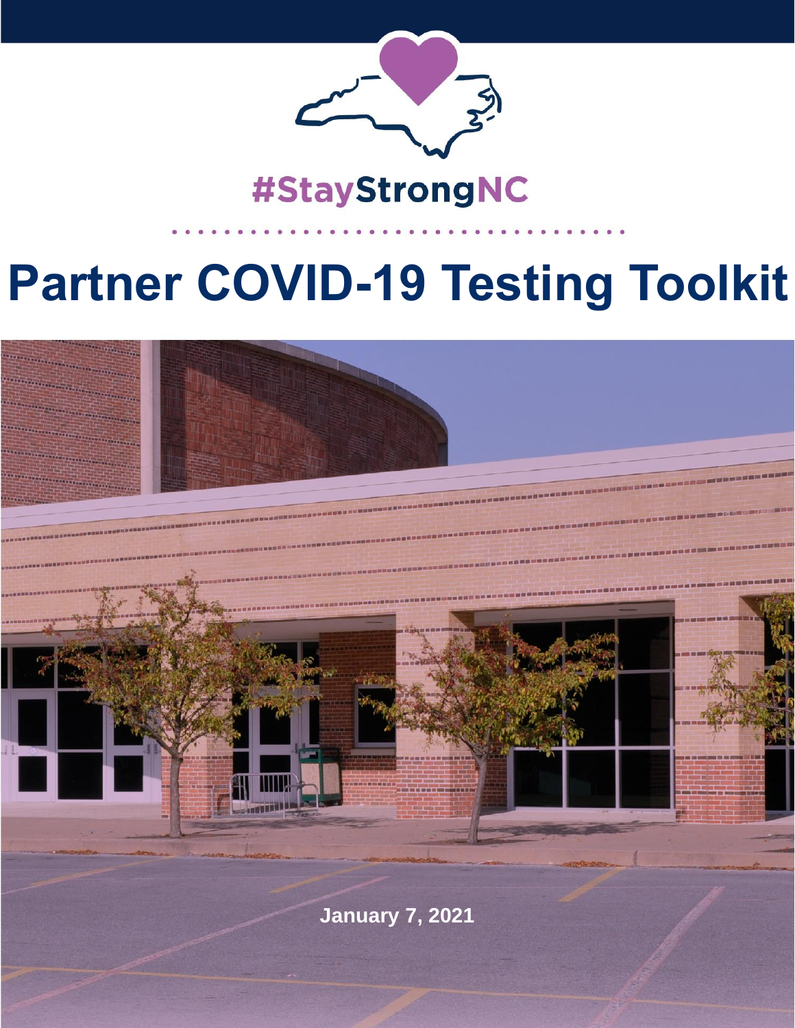#StayStrongNC

# Partner COVID-19 Testing Toolkit

January 7, 2021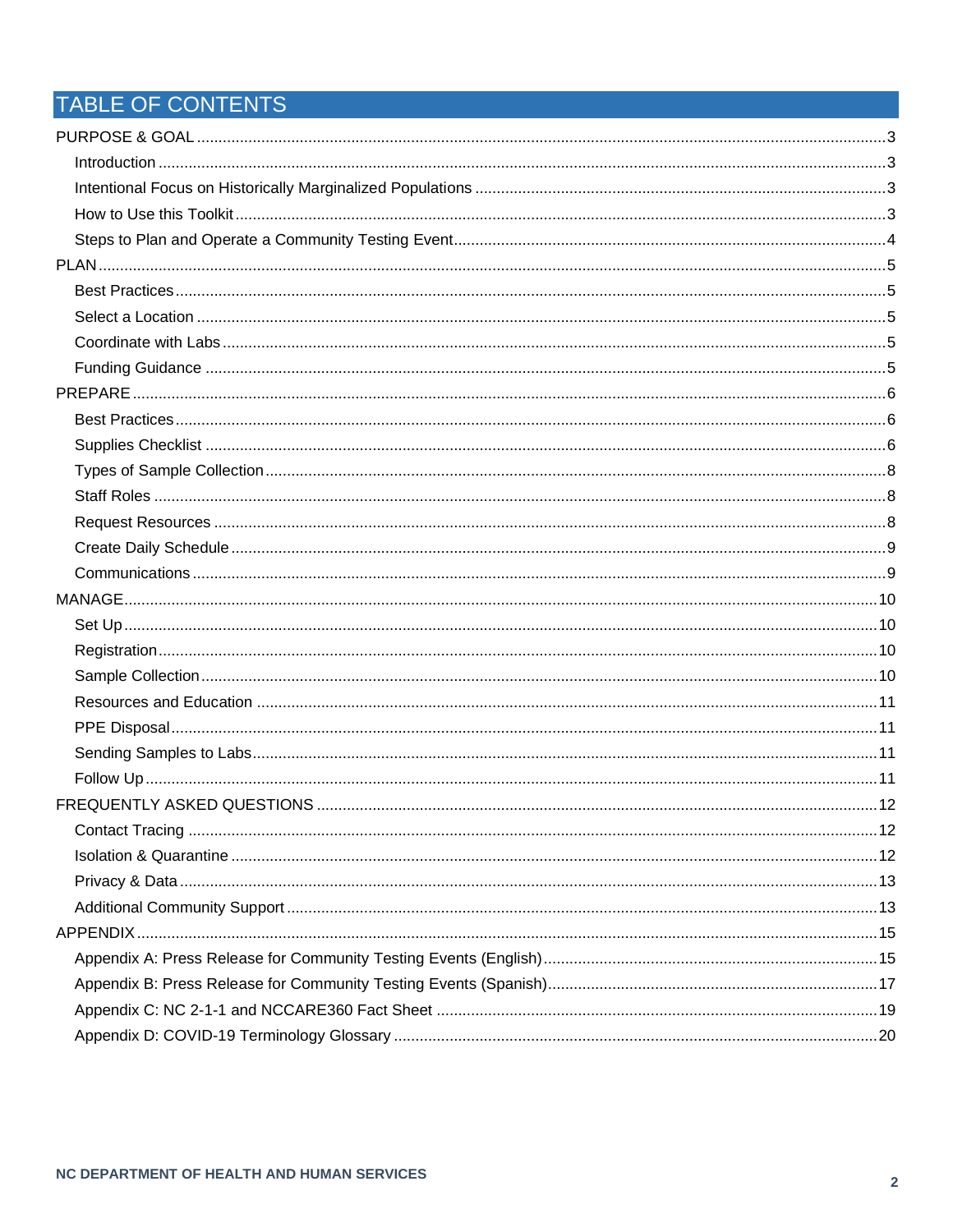# TABLE OF CONTENTS

- PURPOSE & GOAL .......... 3
  - Introduction .......... 3
  - Intentional Focus on Historically Marginalized Populations .......... 3
  - How to Use this Toolkit .......... 3
  - Steps to Plan and Operate a Community Testing Event .......... 4
- PLAN .......... 5
  - Best Practices .......... 5
  - Select a Location .......... 5
  - Coordinate with Labs .......... 5
  - Funding Guidance .......... 5
- PREPARE .......... 6
  - Best Practices .......... 6
  - Supplies Checklist .......... 6
  - Types of Sample Collection .......... 8
  - Staff Roles .......... 8
  - Request Resources .......... 8
  - Create Daily Schedule .......... 9
  - Communications .......... 9
- MANAGE .......... 10
  - Set Up .......... 10
  - Registration .......... 10
  - Sample Collection .......... 10
  - Resources and Education .......... 11
  - PPE Disposal .......... 11
  - Sending Samples to Labs .......... 11
  - Follow Up .......... 11
- FREQUENTLY ASKED QUESTIONS .......... 12
  - Contact Tracing .......... 12
  - Isolation & Quarantine .......... 12
  - Privacy & Data .......... 13
  - Additional Community Support .......... 13
- APPENDIX .......... 15
  - Appendix A: Press Release for Community Testing Events (English) .......... 15
  - Appendix B: Press Release for Community Testing Events (Spanish) .......... 17
  - Appendix C: NC 2-1-1 and NCCARE360 Fact Sheet .......... 19
  - Appendix D: COVID-19 Terminology Glossary .......... 20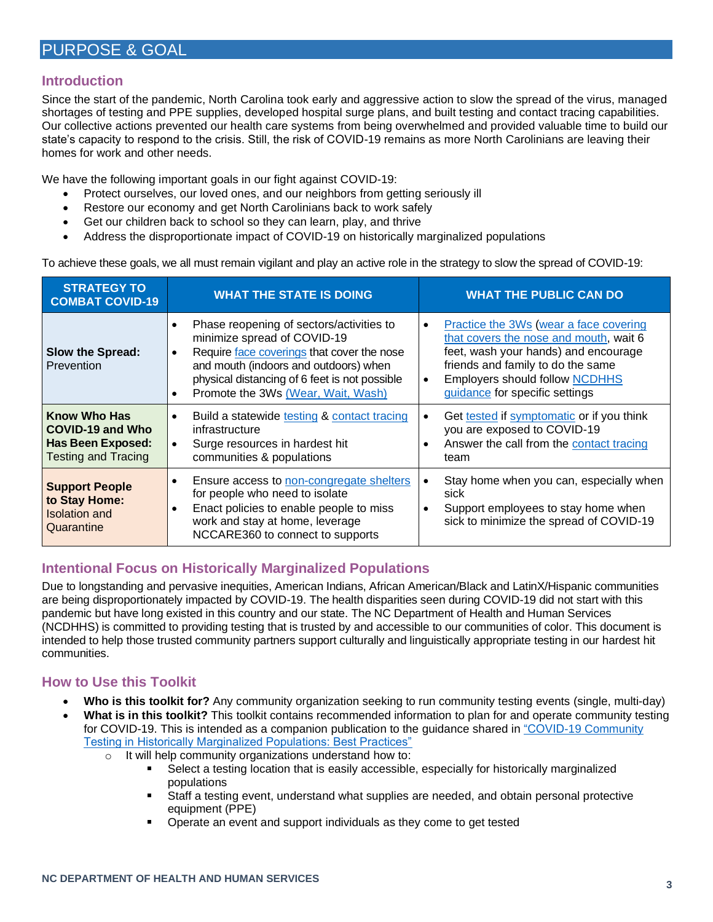# PURPOSE & GOAL

## Introduction

Since the start of the pandemic, North Carolina took early and aggressive action to slow the spread of the virus, managed shortages of testing and PPE supplies, developed hospital surge plans, and built testing and contact tracing capabilities. Our collective actions prevented our health care systems from being overwhelmed and provided valuable time to build our state's capacity to respond to the crisis. Still, the risk of COVID-19 remains as more North Carolinians are leaving their homes for work and other needs.

We have the following important goals in our fight against COVID-19:

- Protect ourselves, our loved ones, and our neighbors from getting seriously ill
- Restore our economy and get North Carolinians back to work safely
- Get our children back to school so they can learn, play, and thrive
- Address the disproportionate impact of COVID-19 on historically marginalized populations

To achieve these goals, we all must remain vigilant and play an active role in the strategy to slow the spread of COVID-19:

| STRATEGY TO COMBAT COVID-19 | WHAT THE STATE IS DOING | WHAT THE PUBLIC CAN DO |
|---|---|---|
| **Slow the Spread:** Prevention | • Phase reopening of sectors/activities to minimize spread of COVID-19<br>• Require face coverings that cover the nose and mouth (indoors and outdoors) when physical distancing of 6 feet is not possible<br>• Promote the 3Ws (Wear, Wait, Wash) | • Practice the 3Ws (wear a face covering that covers the nose and mouth, wait 6 feet, wash your hands) and encourage friends and family to do the same<br>• Employers should follow NCDHHS guidance for specific settings |
| **Know Who Has COVID-19 and Who Has Been Exposed:** Testing and Tracing | • Build a statewide testing & contact tracing infrastructure<br>• Surge resources in hardest hit communities & populations | • Get tested if symptomatic or if you think you are exposed to COVID-19<br>• Answer the call from the contact tracing team |
| **Support People to Stay Home:** Isolation and Quarantine | • Ensure access to non-congregate shelters for people who need to isolate<br>• Enact policies to enable people to miss work and stay at home, leverage NCCARE360 to connect to supports | • Stay home when you can, especially when sick<br>• Support employees to stay home when sick to minimize the spread of COVID-19 |

## Intentional Focus on Historically Marginalized Populations

Due to longstanding and pervasive inequities, American Indians, African American/Black and LatinX/Hispanic communities are being disproportionately impacted by COVID-19. The health disparities seen during COVID-19 did not start with this pandemic but have long existed in this country and our state. The NC Department of Health and Human Services (NCDHHS) is committed to providing testing that is trusted by and accessible to our communities of color. This document is intended to help those trusted community partners support culturally and linguistically appropriate testing in our hardest hit communities.

## How to Use this Toolkit

- **Who is this toolkit for?** Any community organization seeking to run community testing events (single, multi-day)
- **What is in this toolkit?** This toolkit contains recommended information to plan for and operate community testing for COVID-19. This is intended as a companion publication to the guidance shared in "COVID-19 Community Testing in Historically Marginalized Populations: Best Practices"
  - It will help community organizations understand how to:
    - Select a testing location that is easily accessible, especially for historically marginalized populations
    - Staff a testing event, understand what supplies are needed, and obtain personal protective equipment (PPE)
    - Operate an event and support individuals as they come to get tested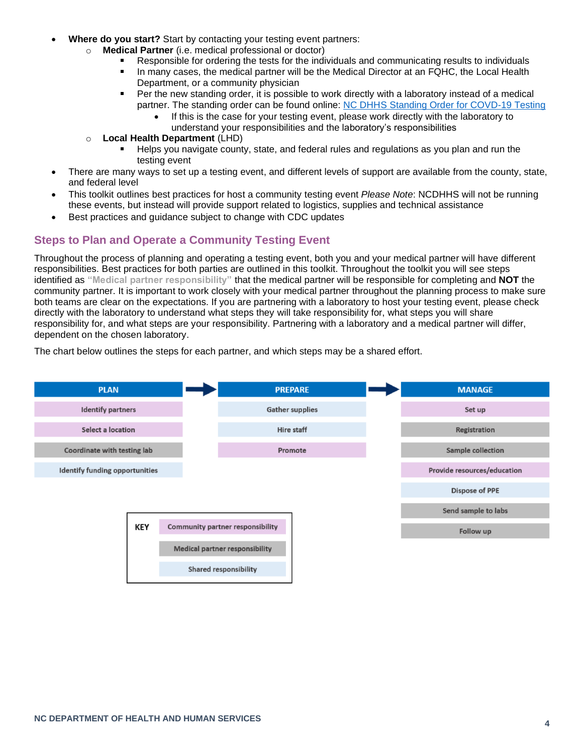- **Where do you start?** Start by contacting your testing event partners:
  - **Medical Partner** (i.e. medical professional or doctor)
    - Responsible for ordering the tests for the individuals and communicating results to individuals
    - In many cases, the medical partner will be the Medical Director at an FQHC, the Local Health Department, or a community physician
    - Per the new standing order, it is possible to work directly with a laboratory instead of a medical partner. The standing order can be found online: [NC DHHS Standing Order for COVD-19 Testing]
      - If this is the case for your testing event, please work directly with the laboratory to understand your responsibilities and the laboratory's responsibilities
  - **Local Health Department** (LHD)
    - Helps you navigate county, state, and federal rules and regulations as you plan and run the testing event
- There are many ways to set up a testing event, and different levels of support are available from the county, state, and federal level
- This toolkit outlines best practices for host a community testing event *Please Note*: NCDHHS will not be running these events, but instead will provide support related to logistics, supplies and technical assistance
- Best practices and guidance subject to change with CDC updates

## Steps to Plan and Operate a Community Testing Event

Throughout the process of planning and operating a testing event, both you and your medical partner will have different responsibilities. Best practices for both parties are outlined in this toolkit. Throughout the toolkit you will see steps identified as **"Medical partner responsibility"** that the medical partner will be responsible for completing and **NOT** the community partner. It is important to work closely with your medical partner throughout the planning process to make sure both teams are clear on the expectations. If you are partnering with a laboratory to host your testing event, please check directly with the laboratory to understand what steps they will take responsibility for, what steps you will share responsibility for, and what steps are your responsibility. Partnering with a laboratory and a medical partner will differ, dependent on the chosen laboratory.

The chart below outlines the steps for each partner, and which steps may be a shared effort.

| PLAN | PREPARE | MANAGE |
|---|---|---|
| Identify partners (Community partner responsibility) | Gather supplies (Shared responsibility) | Set up (Community partner responsibility) |
| Select a location (Community partner responsibility) | Hire staff (Shared responsibility) | Registration (Medical partner responsibility) |
| Coordinate with testing lab (Medical partner responsibility) | Promote (Community partner responsibility) | Sample collection (Medical partner responsibility) |
| Identify funding opportunities (Shared responsibility) | | Provide resources/education (Community partner responsibility) |
| | | Dispose of PPE (Shared responsibility) |
| | | Send sample to labs (Medical partner responsibility) |
| | | Follow up (Medical partner responsibility) |

**KEY**
- Community partner responsibility
- Medical partner responsibility
- Shared responsibility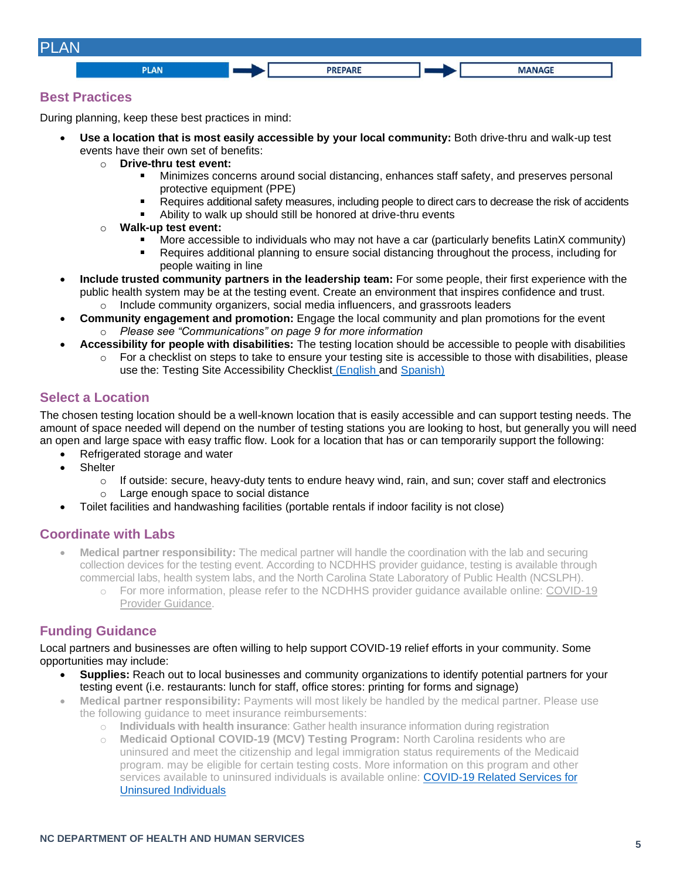# PLAN

PLAN → PREPARE → MANAGE

## Best Practices

During planning, keep these best practices in mind:

- **Use a location that is most easily accessible by your local community:** Both drive-thru and walk-up test events have their own set of benefits:
  - **Drive-thru test event:**
    - Minimizes concerns around social distancing, enhances staff safety, and preserves personal protective equipment (PPE)
    - Requires additional safety measures, including people to direct cars to decrease the risk of accidents
    - Ability to walk up should still be honored at drive-thru events
  - **Walk-up test event:**
    - More accessible to individuals who may not have a car (particularly benefits LatinX community)
    - Requires additional planning to ensure social distancing throughout the process, including for people waiting in line
- **Include trusted community partners in the leadership team:** For some people, their first experience with the public health system may be at the testing event. Create an environment that inspires confidence and trust.
  - Include community organizers, social media influencers, and grassroots leaders
- **Community engagement and promotion:** Engage the local community and plan promotions for the event
  - *Please see "Communications" on page 9 for more information*
- **Accessibility for people with disabilities:** The testing location should be accessible to people with disabilities
  - For a checklist on steps to take to ensure your testing site is accessible to those with disabilities, please use the: Testing Site Accessibility Checklist (English and Spanish)

## Select a Location

The chosen testing location should be a well-known location that is easily accessible and can support testing needs. The amount of space needed will depend on the number of testing stations you are looking to host, but generally you will need an open and large space with easy traffic flow. Look for a location that has or can temporarily support the following:

- Refrigerated storage and water
- Shelter
  - If outside: secure, heavy-duty tents to endure heavy wind, rain, and sun; cover staff and electronics
  - Large enough space to social distance
- Toilet facilities and handwashing facilities (portable rentals if indoor facility is not close)

## Coordinate with Labs

- **Medical partner responsibility:** The medical partner will handle the coordination with the lab and securing collection devices for the testing event. According to NCDHHS provider guidance, testing is available through commercial labs, health system labs, and the North Carolina State Laboratory of Public Health (NCSLPH).
  - For more information, please refer to the NCDHHS provider guidance available online: COVID-19 Provider Guidance.

## Funding Guidance

Local partners and businesses are often willing to help support COVID-19 relief efforts in your community. Some opportunities may include:

- **Supplies:** Reach out to local businesses and community organizations to identify potential partners for your testing event (i.e. restaurants: lunch for staff, office stores: printing for forms and signage)
- **Medical partner responsibility:** Payments will most likely be handled by the medical partner. Please use the following guidance to meet insurance reimbursements:
  - **Individuals with health insurance**: Gather health insurance information during registration
  - **Medicaid Optional COVID-19 (MCV) Testing Program:** North Carolina residents who are uninsured and meet the citizenship and legal immigration status requirements of the Medicaid program. may be eligible for certain testing costs. More information on this program and other services available to uninsured individuals is available online: COVID-19 Related Services for Uninsured Individuals

NC DEPARTMENT OF HEALTH AND HUMAN SERVICES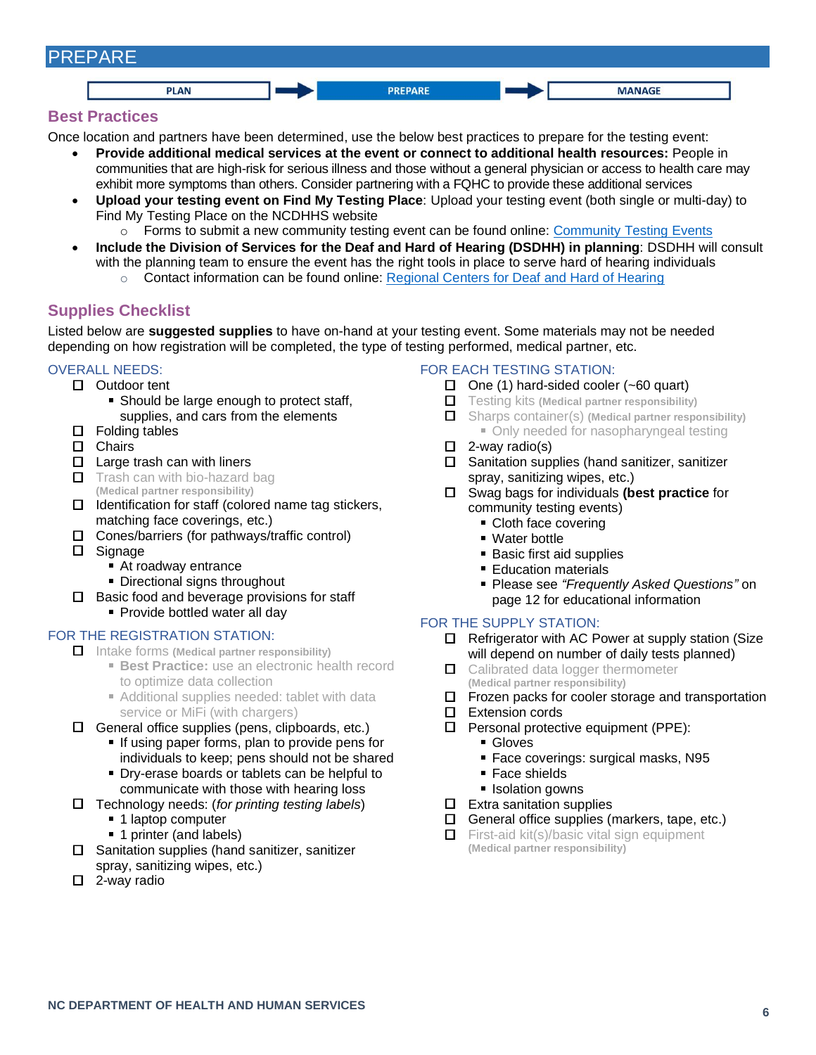# PREPARE

PLAN → **PREPARE** → MANAGE

## Best Practices

Once location and partners have been determined, use the below best practices to prepare for the testing event:

- **Provide additional medical services at the event or connect to additional health resources:** People in communities that are high-risk for serious illness and those without a general physician or access to health care may exhibit more symptoms than others. Consider partnering with a FQHC to provide these additional services
- **Upload your testing event on Find My Testing Place**: Upload your testing event (both single or multi-day) to Find My Testing Place on the NCDHHS website
  - Forms to submit a new community testing event can be found online: [Community Testing Events]
- **Include the Division of Services for the Deaf and Hard of Hearing (DSDHH) in planning**: DSDHH will consult with the planning team to ensure the event has the right tools in place to serve hard of hearing individuals
  - Contact information can be found online: [Regional Centers for Deaf and Hard of Hearing]

## Supplies Checklist

Listed below are **suggested supplies** to have on-hand at your testing event. Some materials may not be needed depending on how registration will be completed, the type of testing performed, medical partner, etc.

### OVERALL NEEDS:

- ☐ Outdoor tent
  - Should be large enough to protect staff, supplies, and cars from the elements
- ☐ Folding tables
- ☐ Chairs
- ☐ Large trash can with liners
- ☐ Trash can with bio-hazard bag **(Medical partner responsibility)**
- ☐ Identification for staff (colored name tag stickers, matching face coverings, etc.)
- ☐ Cones/barriers (for pathways/traffic control)
- ☐ Signage
  - At roadway entrance
  - Directional signs throughout
- ☐ Basic food and beverage provisions for staff
  - Provide bottled water all day

### FOR THE REGISTRATION STATION:

- ☐ Intake forms **(Medical partner responsibility)**
  - **Best Practice:** use an electronic health record to optimize data collection
  - Additional supplies needed: tablet with data service or MiFi (with chargers)
- ☐ General office supplies (pens, clipboards, etc.)
  - If using paper forms, plan to provide pens for individuals to keep; pens should not be shared
  - Dry-erase boards or tablets can be helpful to communicate with those with hearing loss
- ☐ Technology needs: (*for printing testing labels*)
  - 1 laptop computer
  - 1 printer (and labels)
- ☐ Sanitation supplies (hand sanitizer, sanitizer spray, sanitizing wipes, etc.)
- ☐ 2-way radio

### FOR EACH TESTING STATION:

- ☐ One (1) hard-sided cooler (~60 quart)
- ☐ Testing kits **(Medical partner responsibility)**
- ☐ Sharps container(s) **(Medical partner responsibility)**
  - Only needed for nasopharyngeal testing
- ☐ 2-way radio(s)
- ☐ Sanitation supplies (hand sanitizer, sanitizer spray, sanitizing wipes, etc.)
- ☐ Swag bags for individuals **(best practice** for community testing events)
  - Cloth face covering
  - Water bottle
  - Basic first aid supplies
  - Education materials
  - Please see *"Frequently Asked Questions"* on page 12 for educational information

### FOR THE SUPPLY STATION:

- ☐ Refrigerator with AC Power at supply station (Size will depend on number of daily tests planned)
- ☐ Calibrated data logger thermometer **(Medical partner responsibility)**
- ☐ Frozen packs for cooler storage and transportation
- ☐ Extension cords
- ☐ Personal protective equipment (PPE):
  - Gloves
  - Face coverings: surgical masks, N95
  - Face shields
  - Isolation gowns
- ☐ Extra sanitation supplies
- ☐ General office supplies (markers, tape, etc.)
- ☐ First-aid kit(s)/basic vital sign equipment **(Medical partner responsibility)**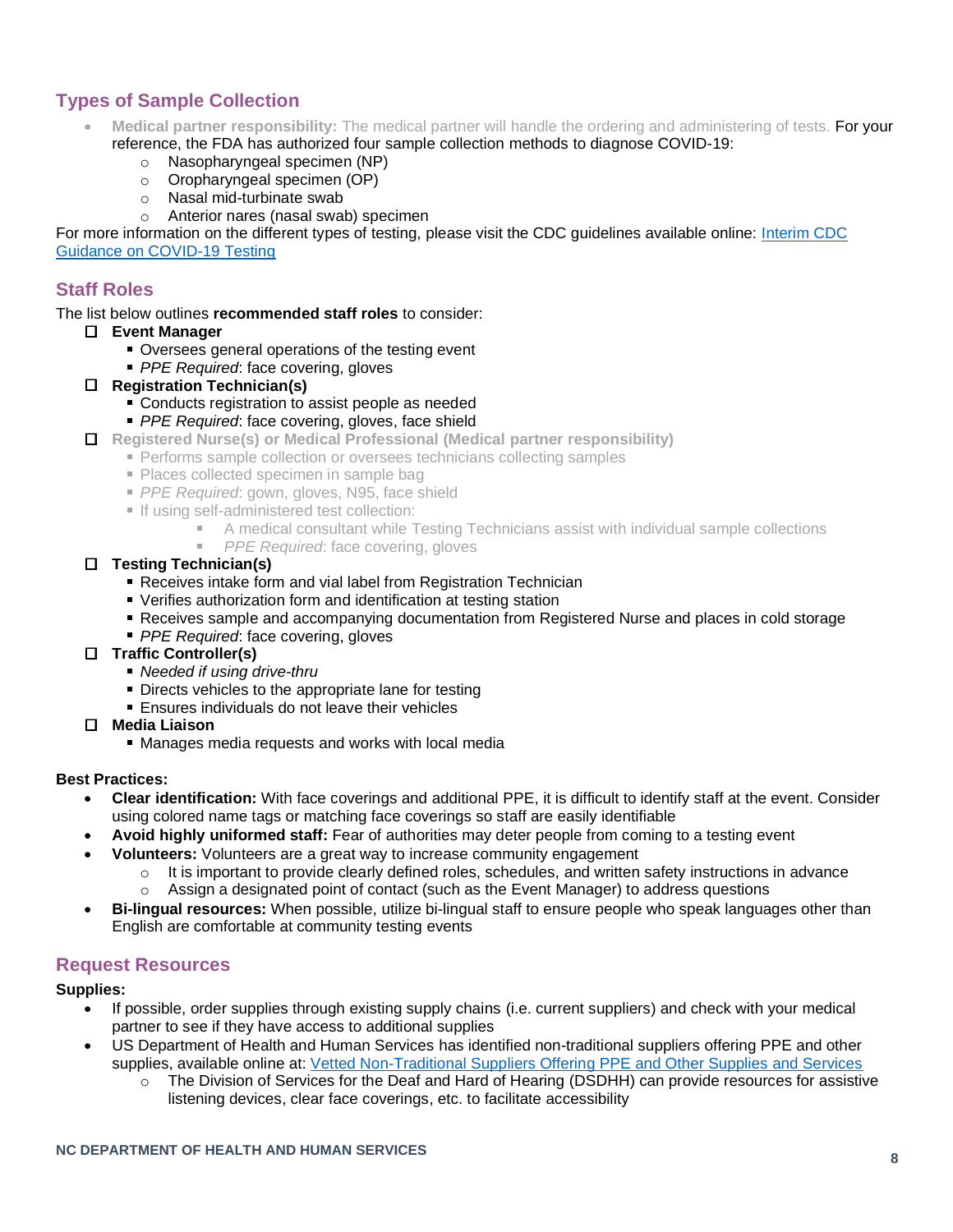## Types of Sample Collection

- **Medical partner responsibility:** The medical partner will handle the ordering and administering of tests. For your reference, the FDA has authorized four sample collection methods to diagnose COVID-19:
  - Nasopharyngeal specimen (NP)
  - Oropharyngeal specimen (OP)
  - Nasal mid-turbinate swab
  - Anterior nares (nasal swab) specimen

For more information on the different types of testing, please visit the CDC guidelines available online: [Interim CDC Guidance on COVID-19 Testing]()

## Staff Roles

The list below outlines **recommended staff roles** to consider:

- ☐ **Event Manager**
  - Oversees general operations of the testing event
  - *PPE Required*: face covering, gloves
- ☐ **Registration Technician(s)**
  - Conducts registration to assist people as needed
  - *PPE Required*: face covering, gloves, face shield
- ☐ **Registered Nurse(s) or Medical Professional (Medical partner responsibility)**
  - Performs sample collection or oversees technicians collecting samples
  - Places collected specimen in sample bag
  - *PPE Required*: gown, gloves, N95, face shield
  - If using self-administered test collection:
    - A medical consultant while Testing Technicians assist with individual sample collections
    - *PPE Required*: face covering, gloves
- ☐ **Testing Technician(s)**
  - Receives intake form and vial label from Registration Technician
  - Verifies authorization form and identification at testing station
  - Receives sample and accompanying documentation from Registered Nurse and places in cold storage
  - *PPE Required*: face covering, gloves
- ☐ **Traffic Controller(s)**
  - *Needed if using drive-thru*
  - Directs vehicles to the appropriate lane for testing
  - Ensures individuals do not leave their vehicles
- ☐ **Media Liaison**
  - Manages media requests and works with local media

**Best Practices:**

- **Clear identification:** With face coverings and additional PPE, it is difficult to identify staff at the event. Consider using colored name tags or matching face coverings so staff are easily identifiable
- **Avoid highly uniformed staff:** Fear of authorities may deter people from coming to a testing event
- **Volunteers:** Volunteers are a great way to increase community engagement
  - It is important to provide clearly defined roles, schedules, and written safety instructions in advance
  - Assign a designated point of contact (such as the Event Manager) to address questions
- **Bi-lingual resources:** When possible, utilize bi-lingual staff to ensure people who speak languages other than English are comfortable at community testing events

## Request Resources

**Supplies:**

- If possible, order supplies through existing supply chains (i.e. current suppliers) and check with your medical partner to see if they have access to additional supplies
- US Department of Health and Human Services has identified non-traditional suppliers offering PPE and other supplies, available online at: [Vetted Non-Traditional Suppliers Offering PPE and Other Supplies and Services]()
  - The Division of Services for the Deaf and Hard of Hearing (DSDHH) can provide resources for assistive listening devices, clear face coverings, etc. to facilitate accessibility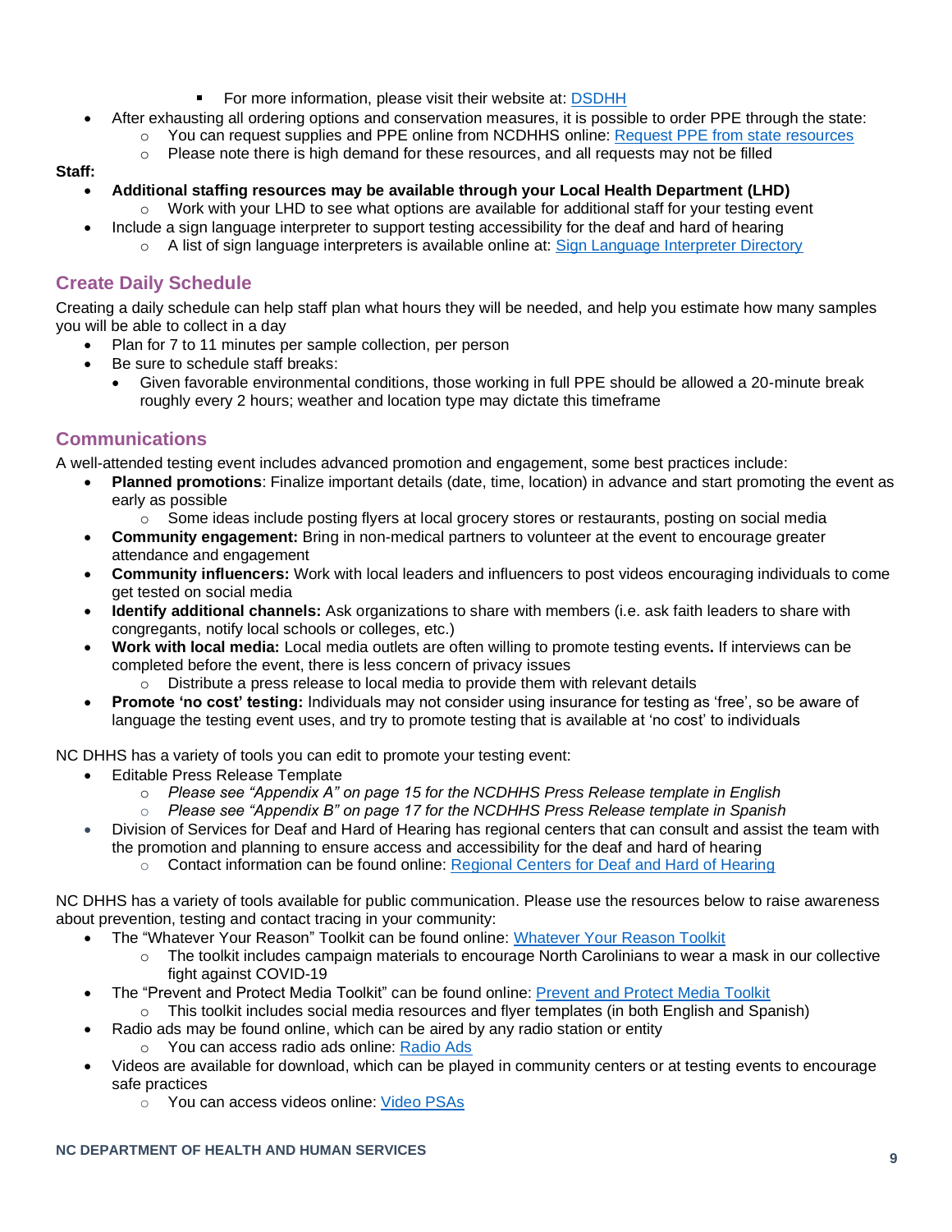- For more information, please visit their website at: [DSDHH]
- After exhausting all ordering options and conservation measures, it is possible to order PPE through the state:
    - You can request supplies and PPE online from NCDHHS online: [Request PPE from state resources]
    - Please note there is high demand for these resources, and all requests may not be filled

**Staff:**

- **Additional staffing resources may be available through your Local Health Department (LHD)**
    - Work with your LHD to see what options are available for additional staff for your testing event
- Include a sign language interpreter to support testing accessibility for the deaf and hard of hearing
    - A list of sign language interpreters is available online at: [Sign Language Interpreter Directory]

## Create Daily Schedule

Creating a daily schedule can help staff plan what hours they will be needed, and help you estimate how many samples you will be able to collect in a day

- Plan for 7 to 11 minutes per sample collection, per person
- Be sure to schedule staff breaks:
    - Given favorable environmental conditions, those working in full PPE should be allowed a 20-minute break roughly every 2 hours; weather and location type may dictate this timeframe

## Communications

A well-attended testing event includes advanced promotion and engagement, some best practices include:

- **Planned promotions**: Finalize important details (date, time, location) in advance and start promoting the event as early as possible
    - Some ideas include posting flyers at local grocery stores or restaurants, posting on social media
- **Community engagement:** Bring in non-medical partners to volunteer at the event to encourage greater attendance and engagement
- **Community influencers:** Work with local leaders and influencers to post videos encouraging individuals to come get tested on social media
- **Identify additional channels:** Ask organizations to share with members (i.e. ask faith leaders to share with congregants, notify local schools or colleges, etc.)
- **Work with local media:** Local media outlets are often willing to promote testing events**.** If interviews can be completed before the event, there is less concern of privacy issues
    - Distribute a press release to local media to provide them with relevant details
- **Promote 'no cost' testing:** Individuals may not consider using insurance for testing as 'free', so be aware of language the testing event uses, and try to promote testing that is available at 'no cost' to individuals

NC DHHS has a variety of tools you can edit to promote your testing event:

- Editable Press Release Template
    - *Please see "Appendix A" on page 15 for the NCDHHS Press Release template in English*
    - *Please see "Appendix B" on page 17 for the NCDHHS Press Release template in Spanish*
- Division of Services for Deaf and Hard of Hearing has regional centers that can consult and assist the team with the promotion and planning to ensure access and accessibility for the deaf and hard of hearing
    - Contact information can be found online: [Regional Centers for Deaf and Hard of Hearing]

NC DHHS has a variety of tools available for public communication. Please use the resources below to raise awareness about prevention, testing and contact tracing in your community:

- The "Whatever Your Reason" Toolkit can be found online: [Whatever Your Reason Toolkit]
    - The toolkit includes campaign materials to encourage North Carolinians to wear a mask in our collective fight against COVID-19
- The "Prevent and Protect Media Toolkit" can be found online: [Prevent and Protect Media Toolkit]
    - This toolkit includes social media resources and flyer templates (in both English and Spanish)
- Radio ads may be found online, which can be aired by any radio station or entity
    - You can access radio ads online: [Radio Ads]
- Videos are available for download, which can be played in community centers or at testing events to encourage safe practices
    - You can access videos online: [Video PSAs]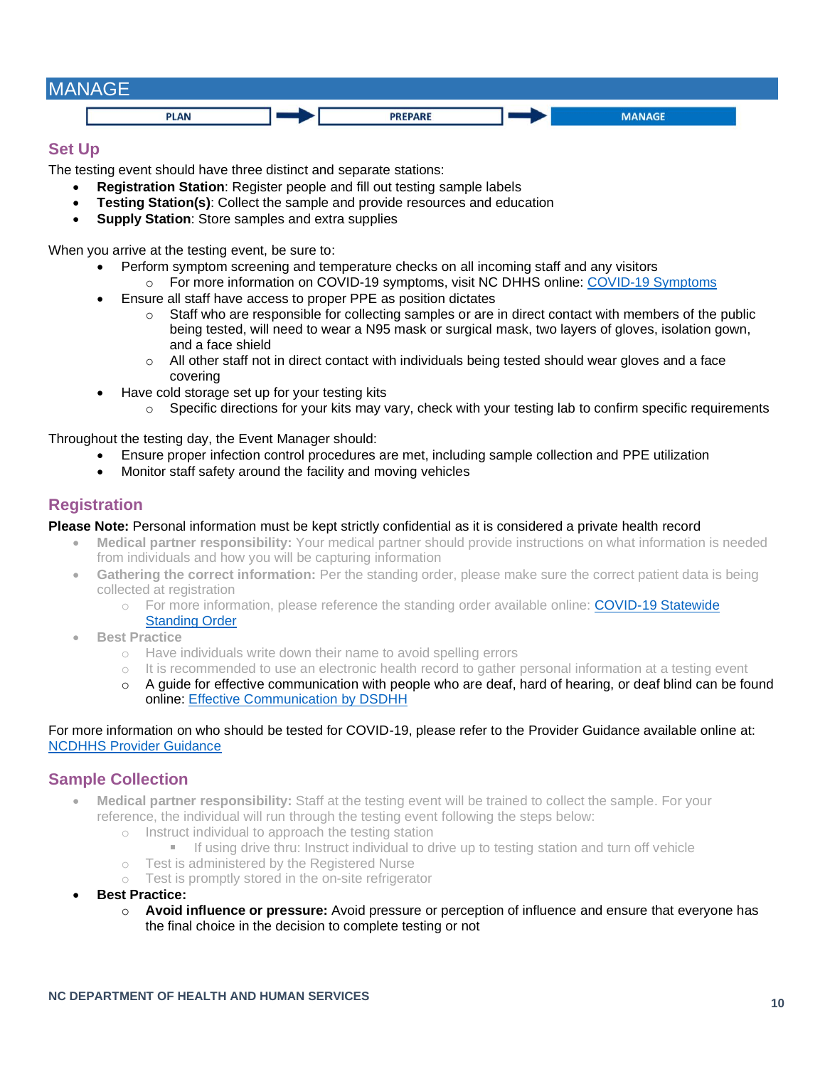# MANAGE

PLAN → PREPARE → MANAGE

## Set Up

The testing event should have three distinct and separate stations:

- **Registration Station**: Register people and fill out testing sample labels
- **Testing Station(s)**: Collect the sample and provide resources and education
- **Supply Station**: Store samples and extra supplies

When you arrive at the testing event, be sure to:

- Perform symptom screening and temperature checks on all incoming staff and any visitors
  - For more information on COVID-19 symptoms, visit NC DHHS online: [COVID-19 Symptoms]()
- Ensure all staff have access to proper PPE as position dictates
  - Staff who are responsible for collecting samples or are in direct contact with members of the public being tested, will need to wear a N95 mask or surgical mask, two layers of gloves, isolation gown, and a face shield
  - All other staff not in direct contact with individuals being tested should wear gloves and a face covering
- Have cold storage set up for your testing kits
  - Specific directions for your kits may vary, check with your testing lab to confirm specific requirements

Throughout the testing day, the Event Manager should:

- Ensure proper infection control procedures are met, including sample collection and PPE utilization
- Monitor staff safety around the facility and moving vehicles

## Registration

**Please Note:** Personal information must be kept strictly confidential as it is considered a private health record

- **Medical partner responsibility:** Your medical partner should provide instructions on what information is needed from individuals and how you will be capturing information
- **Gathering the correct information:** Per the standing order, please make sure the correct patient data is being collected at registration
  - For more information, please reference the standing order available online: [COVID-19 Statewide Standing Order]()
- **Best Practice**
  - Have individuals write down their name to avoid spelling errors
  - It is recommended to use an electronic health record to gather personal information at a testing event
  - A guide for effective communication with people who are deaf, hard of hearing, or deaf blind can be found online: [Effective Communication by DSDHH]()

For more information on who should be tested for COVID-19, please refer to the Provider Guidance available online at: [NCDHHS Provider Guidance]()

## Sample Collection

- **Medical partner responsibility:** Staff at the testing event will be trained to collect the sample. For your reference, the individual will run through the testing event following the steps below:
  - Instruct individual to approach the testing station
    - If using drive thru: Instruct individual to drive up to testing station and turn off vehicle
  - Test is administered by the Registered Nurse
  - Test is promptly stored in the on-site refrigerator
- **Best Practice:**
  - **Avoid influence or pressure:** Avoid pressure or perception of influence and ensure that everyone has the final choice in the decision to complete testing or not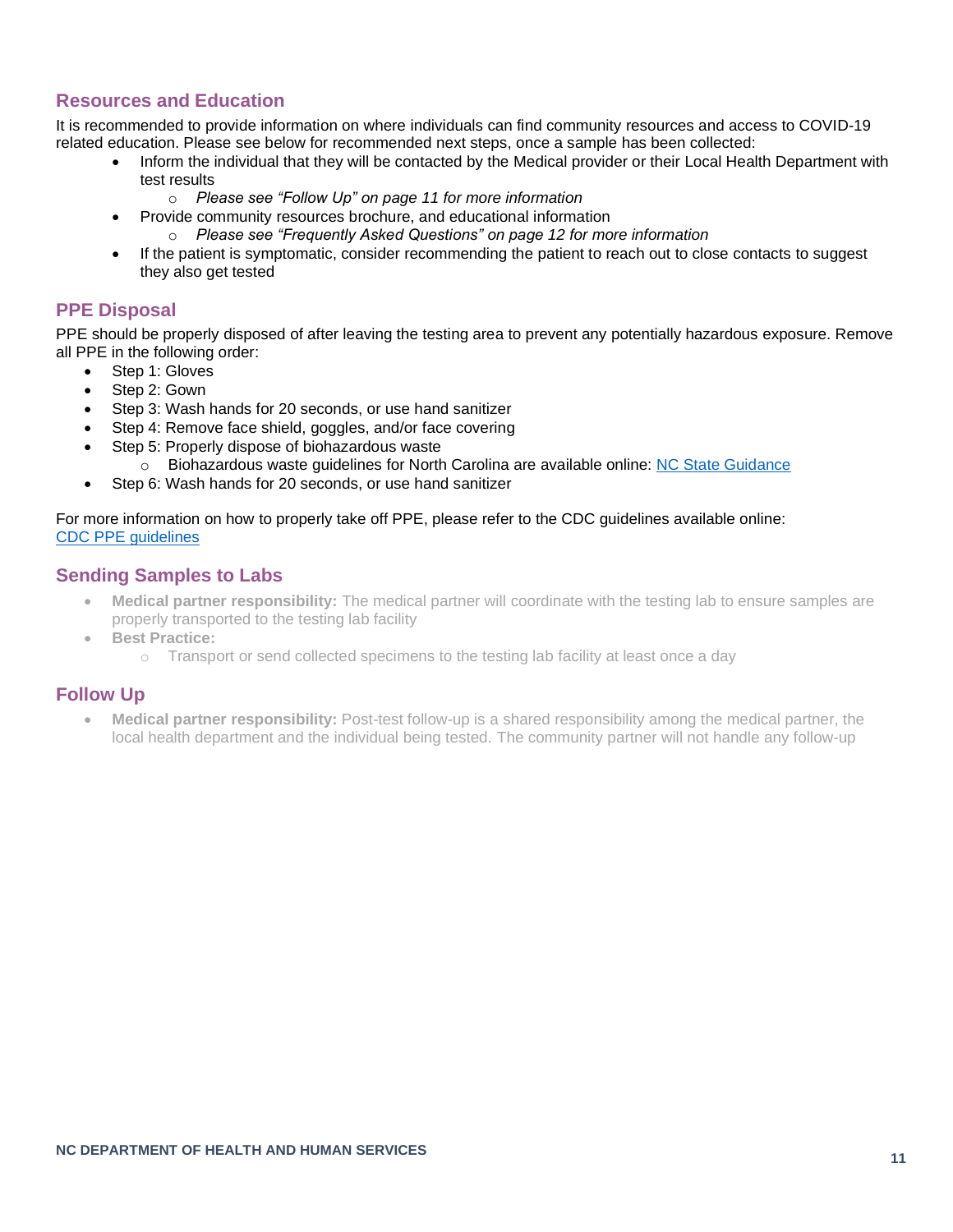## Resources and Education

It is recommended to provide information on where individuals can find community resources and access to COVID-19 related education. Please see below for recommended next steps, once a sample has been collected:

- Inform the individual that they will be contacted by the Medical provider or their Local Health Department with test results
    - *Please see "Follow Up" on page 11 for more information*
- Provide community resources brochure, and educational information
    - *Please see "Frequently Asked Questions" on page 12 for more information*
- If the patient is symptomatic, consider recommending the patient to reach out to close contacts to suggest they also get tested

## PPE Disposal

PPE should be properly disposed of after leaving the testing area to prevent any potentially hazardous exposure. Remove all PPE in the following order:

- Step 1: Gloves
- Step 2: Gown
- Step 3: Wash hands for 20 seconds, or use hand sanitizer
- Step 4: Remove face shield, goggles, and/or face covering
- Step 5: Properly dispose of biohazardous waste
    - Biohazardous waste guidelines for North Carolina are available online: NC State Guidance
- Step 6: Wash hands for 20 seconds, or use hand sanitizer

For more information on how to properly take off PPE, please refer to the CDC guidelines available online: CDC PPE guidelines

## Sending Samples to Labs

- **Medical partner responsibility:** The medical partner will coordinate with the testing lab to ensure samples are properly transported to the testing lab facility
- **Best Practice:**
    - Transport or send collected specimens to the testing lab facility at least once a day

## Follow Up

- **Medical partner responsibility:** Post-test follow-up is a shared responsibility among the medical partner, the local health department and the individual being tested. The community partner will not handle any follow-up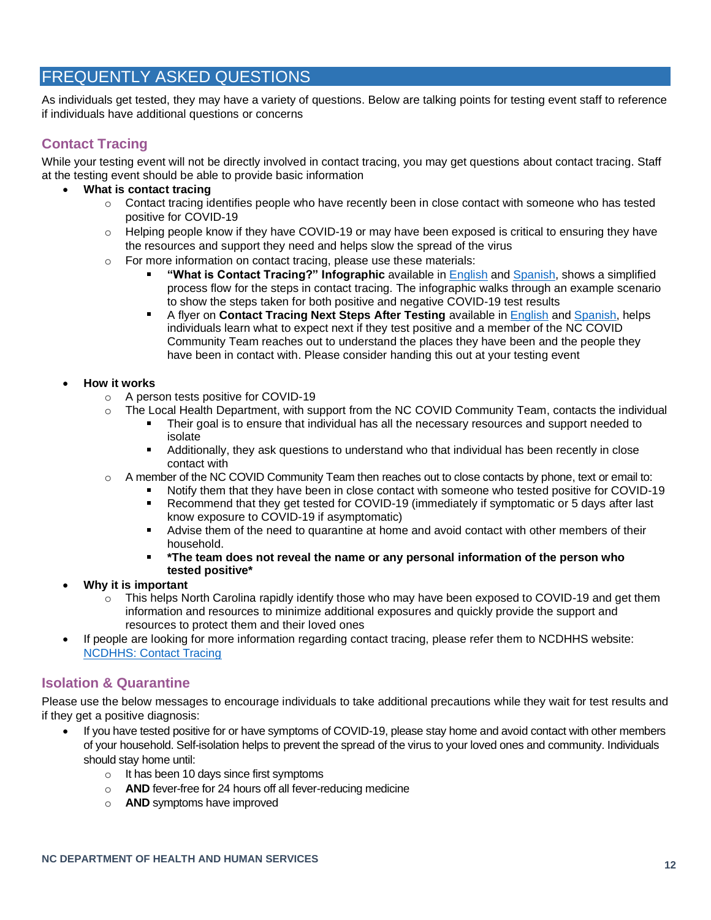# FREQUENTLY ASKED QUESTIONS

As individuals get tested, they may have a variety of questions. Below are talking points for testing event staff to reference if individuals have additional questions or concerns

## Contact Tracing

While your testing event will not be directly involved in contact tracing, you may get questions about contact tracing. Staff at the testing event should be able to provide basic information

- **What is contact tracing**
  - Contact tracing identifies people who have recently been in close contact with someone who has tested positive for COVID-19
  - Helping people know if they have COVID-19 or may have been exposed is critical to ensuring they have the resources and support they need and helps slow the spread of the virus
  - For more information on contact tracing, please use these materials:
    - **"What is Contact Tracing?" Infographic** available in English and Spanish, shows a simplified process flow for the steps in contact tracing. The infographic walks through an example scenario to show the steps taken for both positive and negative COVID-19 test results
    - A flyer on **Contact Tracing Next Steps After Testing** available in English and Spanish, helps individuals learn what to expect next if they test positive and a member of the NC COVID Community Team reaches out to understand the places they have been and the people they have been in contact with. Please consider handing this out at your testing event

- **How it works**
  - A person tests positive for COVID-19
  - The Local Health Department, with support from the NC COVID Community Team, contacts the individual
    - Their goal is to ensure that individual has all the necessary resources and support needed to isolate
    - Additionally, they ask questions to understand who that individual has been recently in close contact with
  - A member of the NC COVID Community Team then reaches out to close contacts by phone, text or email to:
    - Notify them that they have been in close contact with someone who tested positive for COVID-19
    - Recommend that they get tested for COVID-19 (immediately if symptomatic or 5 days after last know exposure to COVID-19 if asymptomatic)
    - Advise them of the need to quarantine at home and avoid contact with other members of their household.
    - ***The team does not reveal the name or any personal information of the person who tested positive***
- **Why it is important**
  - This helps North Carolina rapidly identify those who may have been exposed to COVID-19 and get them information and resources to minimize additional exposures and quickly provide the support and resources to protect them and their loved ones
- If people are looking for more information regarding contact tracing, please refer them to NCDHHS website: NCDHHS: Contact Tracing

## Isolation & Quarantine

Please use the below messages to encourage individuals to take additional precautions while they wait for test results and if they get a positive diagnosis:

- If you have tested positive for or have symptoms of COVID-19, please stay home and avoid contact with other members of your household. Self-isolation helps to prevent the spread of the virus to your loved ones and community. Individuals should stay home until:
  - It has been 10 days since first symptoms
  - **AND** fever-free for 24 hours off all fever-reducing medicine
  - **AND** symptoms have improved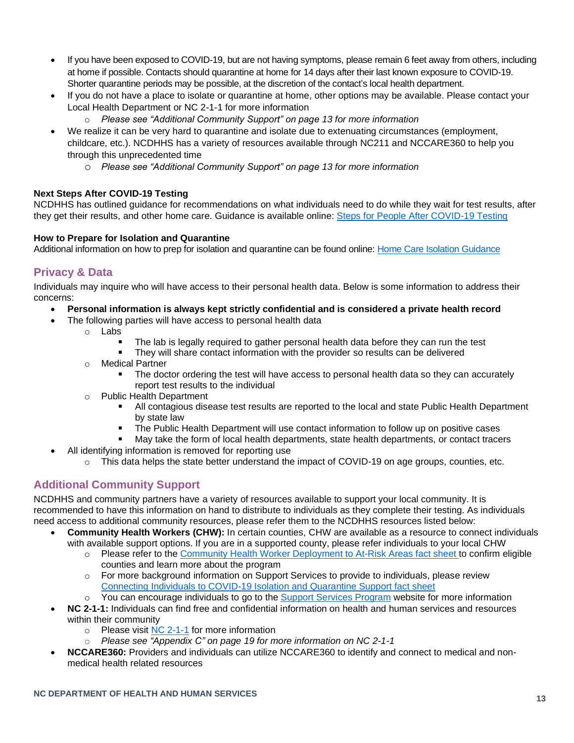- If you have been exposed to COVID-19, but are not having symptoms, please remain 6 feet away from others, including at home if possible. Contacts should quarantine at home for 14 days after their last known exposure to COVID-19. Shorter quarantine periods may be possible, at the discretion of the contact's local health department.
- If you do not have a place to isolate or quarantine at home, other options may be available. Please contact your Local Health Department or NC 2-1-1 for more information
  - *Please see "Additional Community Support" on page 13 for more information*
- We realize it can be very hard to quarantine and isolate due to extenuating circumstances (employment, childcare, etc.). NCDHHS has a variety of resources available through NC211 and NCCARE360 to help you through this unprecedented time
  - *Please see "Additional Community Support" on page 13 for more information*

**Next Steps After COVID-19 Testing**

NCDHHS has outlined guidance for recommendations on what individuals need to do while they wait for test results, after they get their results, and other home care. Guidance is available online: [Steps for People After COVID-19 Testing]

**How to Prepare for Isolation and Quarantine**

Additional information on how to prep for isolation and quarantine can be found online: [Home Care Isolation Guidance]

## Privacy & Data

Individuals may inquire who will have access to their personal health data. Below is some information to address their concerns:

- **Personal information is always kept strictly confidential and is considered a private health record**
- The following parties will have access to personal health data
  - Labs
    - The lab is legally required to gather personal health data before they can run the test
    - They will share contact information with the provider so results can be delivered
  - Medical Partner
    - The doctor ordering the test will have access to personal health data so they can accurately report test results to the individual
  - Public Health Department
    - All contagious disease test results are reported to the local and state Public Health Department by state law
    - The Public Health Department will use contact information to follow up on positive cases
    - May take the form of local health departments, state health departments, or contact tracers
- All identifying information is removed for reporting use
  - This data helps the state better understand the impact of COVID-19 on age groups, counties, etc.

## Additional Community Support

NCDHHS and community partners have a variety of resources available to support your local community. It is recommended to have this information on hand to distribute to individuals as they complete their testing. As individuals need access to additional community resources, please refer them to the NCDHHS resources listed below:

- **Community Health Workers (CHW):** In certain counties, CHW are available as a resource to connect individuals with available support options. If you are in a supported county, please refer individuals to your local CHW
  - Please refer to the [Community Health Worker Deployment to At-Risk Areas fact sheet] to confirm eligible counties and learn more about the program
  - For more background information on Support Services to provide to individuals, please review [Connecting Individuals to COVID-19 Isolation and Quarantine Support fact sheet]
  - You can encourage individuals to go to the [Support Services Program] website for more information
- **NC 2-1-1:** Individuals can find free and confidential information on health and human services and resources within their community
  - Please visit [NC 2-1-1] for more information
  - *Please see "Appendix C" on page 19 for more information on NC 2-1-1*
- **NCCARE360:** Providers and individuals can utilize NCCARE360 to identify and connect to medical and non-medical health related resources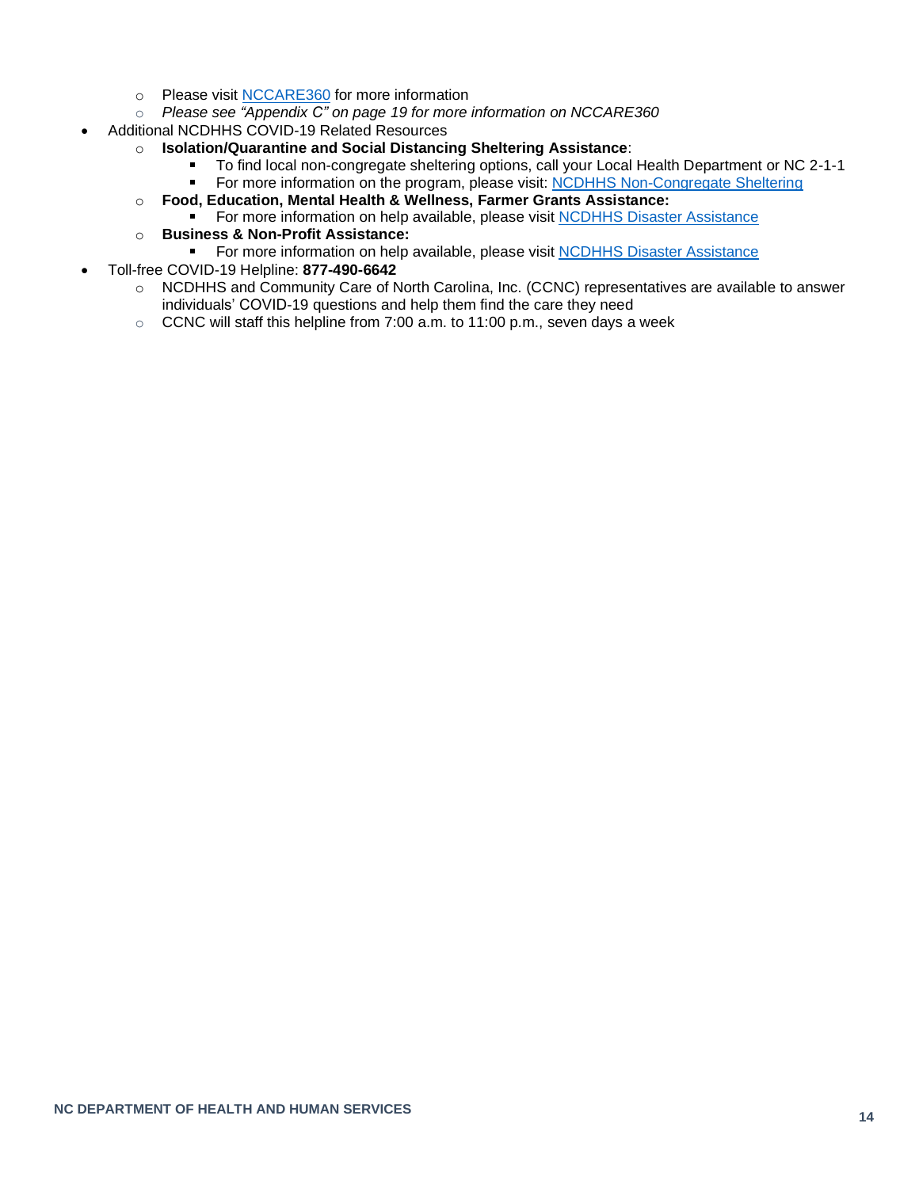- Please visit [NCCARE360](NCCARE360) for more information
    - *Please see "Appendix C" on page 19 for more information on NCCARE360*
- Additional NCDHHS COVID-19 Related Resources
    - **Isolation/Quarantine and Social Distancing Sheltering Assistance**:
        - To find local non-congregate sheltering options, call your Local Health Department or NC 2-1-1
        - For more information on the program, please visit: NCDHHS Non-Congregate Sheltering
    - **Food, Education, Mental Health & Wellness, Farmer Grants Assistance:**
        - For more information on help available, please visit NCDHHS Disaster Assistance
    - **Business & Non-Profit Assistance:**
        - For more information on help available, please visit NCDHHS Disaster Assistance
- Toll-free COVID-19 Helpline: **877-490-6642**
    - NCDHHS and Community Care of North Carolina, Inc. (CCNC) representatives are available to answer individuals' COVID-19 questions and help them find the care they need
    - CCNC will staff this helpline from 7:00 a.m. to 11:00 p.m., seven days a week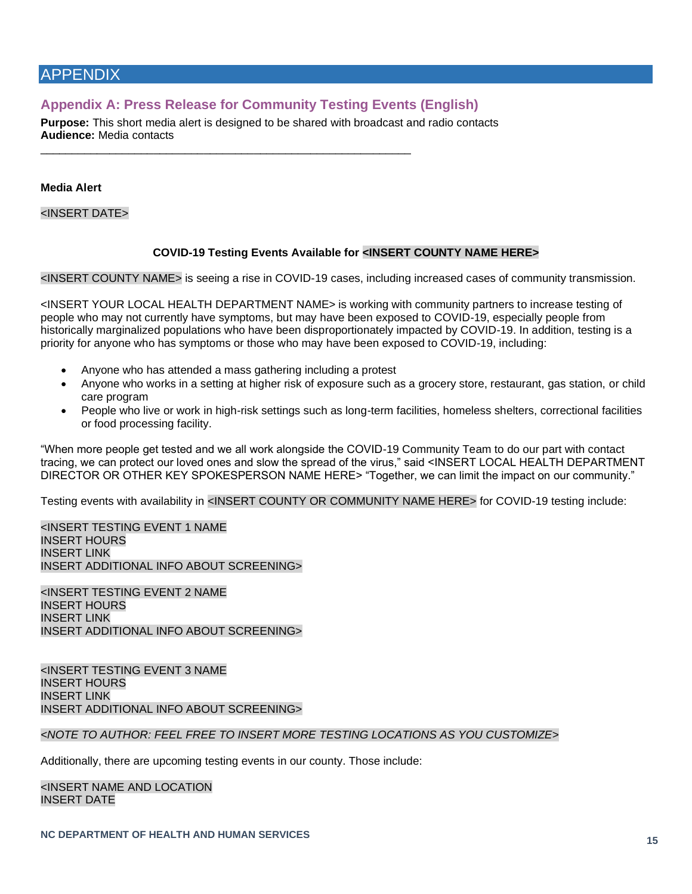# APPENDIX

## Appendix A: Press Release for Community Testing Events (English)

**Purpose:** This short media alert is designed to be shared with broadcast and radio contacts
**Audience:** Media contacts

---

**Media Alert**

<INSERT DATE>

**COVID-19 Testing Events Available for <INSERT COUNTY NAME HERE>**

<INSERT COUNTY NAME> is seeing a rise in COVID-19 cases, including increased cases of community transmission.

<INSERT YOUR LOCAL HEALTH DEPARTMENT NAME> is working with community partners to increase testing of people who may not currently have symptoms, but may have been exposed to COVID-19, especially people from historically marginalized populations who have been disproportionately impacted by COVID-19. In addition, testing is a priority for anyone who has symptoms or those who may have been exposed to COVID-19, including:

- Anyone who has attended a mass gathering including a protest
- Anyone who works in a setting at higher risk of exposure such as a grocery store, restaurant, gas station, or child care program
- People who live or work in high-risk settings such as long-term facilities, homeless shelters, correctional facilities or food processing facility.

"When more people get tested and we all work alongside the COVID-19 Community Team to do our part with contact tracing, we can protect our loved ones and slow the spread of the virus," said <INSERT LOCAL HEALTH DEPARTMENT DIRECTOR OR OTHER KEY SPOKESPERSON NAME HERE> "Together, we can limit the impact on our community."

Testing events with availability in <INSERT COUNTY OR COMMUNITY NAME HERE> for COVID-19 testing include:

<INSERT TESTING EVENT 1 NAME
INSERT HOURS
INSERT LINK
INSERT ADDITIONAL INFO ABOUT SCREENING>

<INSERT TESTING EVENT 2 NAME
INSERT HOURS
INSERT LINK
INSERT ADDITIONAL INFO ABOUT SCREENING>

<INSERT TESTING EVENT 3 NAME
INSERT HOURS
INSERT LINK
INSERT ADDITIONAL INFO ABOUT SCREENING>

*<NOTE TO AUTHOR: FEEL FREE TO INSERT MORE TESTING LOCATIONS AS YOU CUSTOMIZE>*

Additionally, there are upcoming testing events in our county. Those include:

<INSERT NAME AND LOCATION
INSERT DATE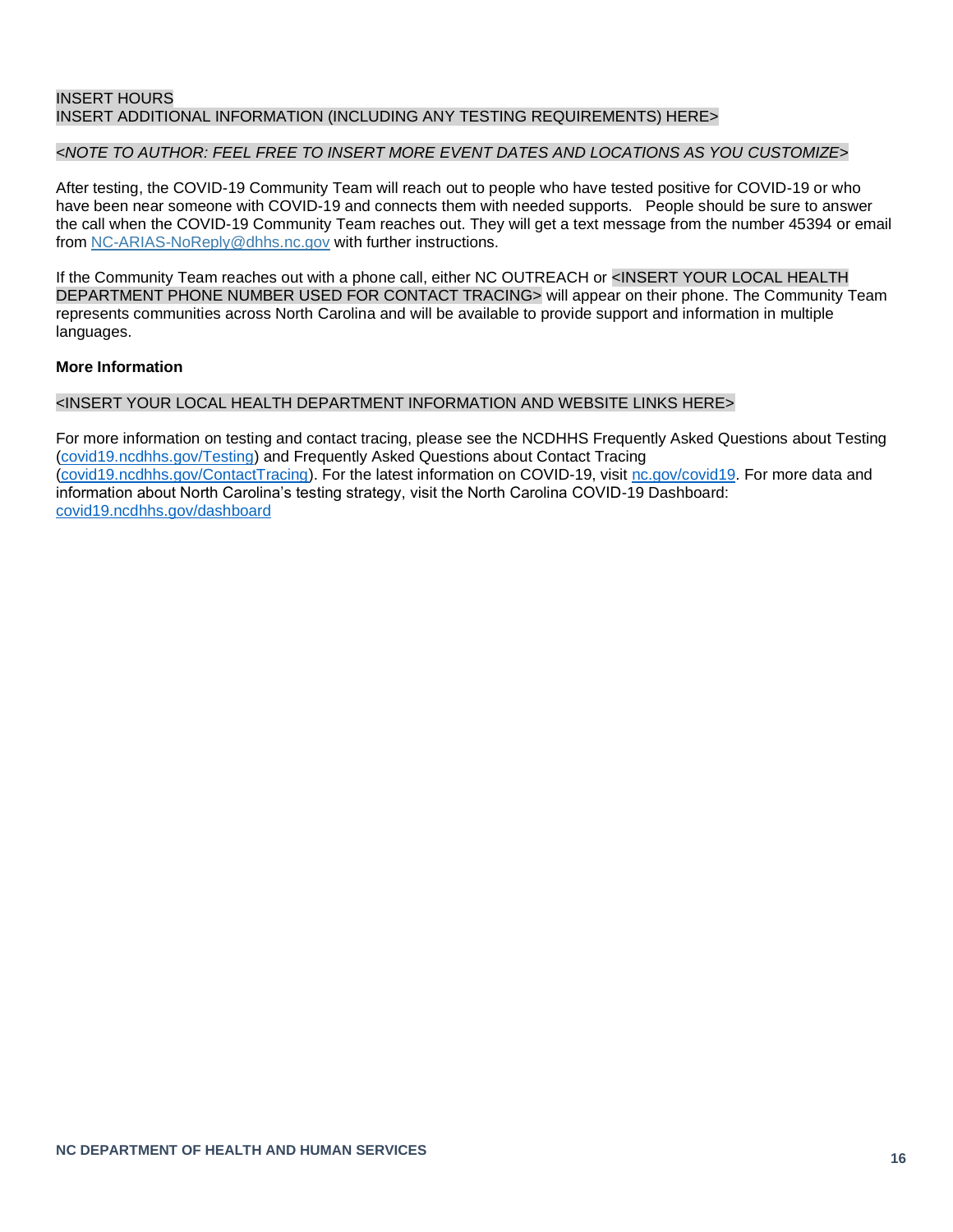INSERT HOURS
INSERT ADDITIONAL INFORMATION (INCLUDING ANY TESTING REQUIREMENTS) HERE>

*<NOTE TO AUTHOR: FEEL FREE TO INSERT MORE EVENT DATES AND LOCATIONS AS YOU CUSTOMIZE>*

After testing, the COVID-19 Community Team will reach out to people who have tested positive for COVID-19 or who have been near someone with COVID-19 and connects them with needed supports. People should be sure to answer the call when the COVID-19 Community Team reaches out. They will get a text message from the number 45394 or email from [NC-ARIAS-NoReply@dhhs.nc.gov](mailto:NC-ARIAS-NoReply@dhhs.nc.gov) with further instructions.

If the Community Team reaches out with a phone call, either NC OUTREACH or <INSERT YOUR LOCAL HEALTH DEPARTMENT PHONE NUMBER USED FOR CONTACT TRACING> will appear on their phone. The Community Team represents communities across North Carolina and will be available to provide support and information in multiple languages.

**More Information**

<INSERT YOUR LOCAL HEALTH DEPARTMENT INFORMATION AND WEBSITE LINKS HERE>

For more information on testing and contact tracing, please see the NCDHHS Frequently Asked Questions about Testing ([covid19.ncdhhs.gov/Testing](https://covid19.ncdhhs.gov/Testing)) and Frequently Asked Questions about Contact Tracing ([covid19.ncdhhs.gov/ContactTracing](https://covid19.ncdhhs.gov/ContactTracing)). For the latest information on COVID-19, visit [nc.gov/covid19](https://nc.gov/covid19). For more data and information about North Carolina's testing strategy, visit the North Carolina COVID-19 Dashboard: [covid19.ncdhhs.gov/dashboard](https://covid19.ncdhhs.gov/dashboard)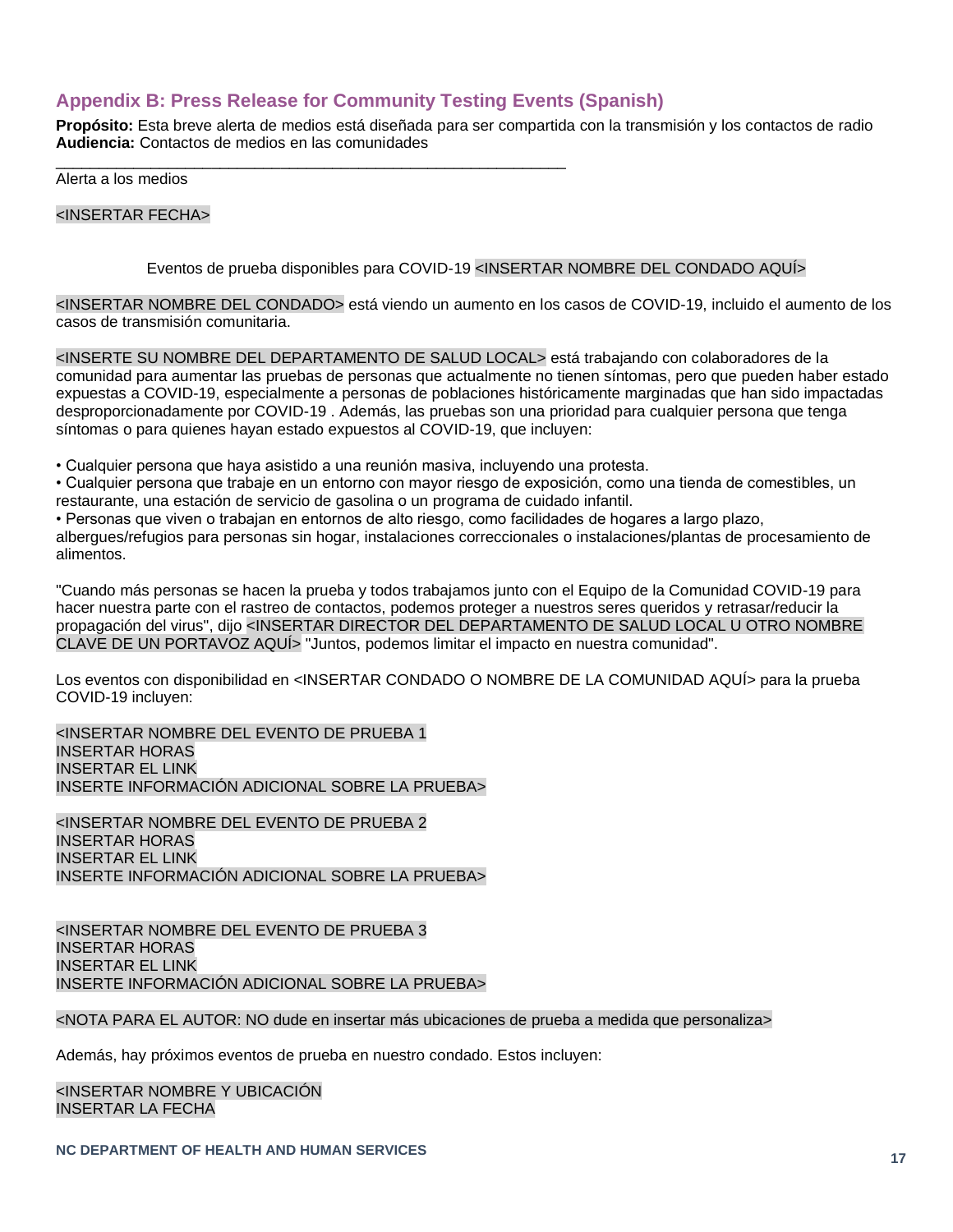## Appendix B: Press Release for Community Testing Events (Spanish)

**Propósito:** Esta breve alerta de medios está diseñada para ser compartida con la transmisión y los contactos de radio
**Audiencia:** Contactos de medios en las comunidades

---

Alerta a los medios

<INSERTAR FECHA>

Eventos de prueba disponibles para COVID-19 <INSERTAR NOMBRE DEL CONDADO AQUÍ>

<INSERTAR NOMBRE DEL CONDADO> está viendo un aumento en los casos de COVID-19, incluido el aumento de los casos de transmisión comunitaria.

<INSERTE SU NOMBRE DEL DEPARTAMENTO DE SALUD LOCAL> está trabajando con colaboradores de la comunidad para aumentar las pruebas de personas que actualmente no tienen síntomas, pero que pueden haber estado expuestas a COVID-19, especialmente a personas de poblaciones históricamente marginadas que han sido impactadas desproporcionadamente por COVID-19 . Además, las pruebas son una prioridad para cualquier persona que tenga síntomas o para quienes hayan estado expuestos al COVID-19, que incluyen:

- Cualquier persona que haya asistido a una reunión masiva, incluyendo una protesta.
- Cualquier persona que trabaje en un entorno con mayor riesgo de exposición, como una tienda de comestibles, un restaurante, una estación de servicio de gasolina o un programa de cuidado infantil.
- Personas que viven o trabajan en entornos de alto riesgo, como facilidades de hogares a largo plazo, albergues/refugios para personas sin hogar, instalaciones correccionales o instalaciones/plantas de procesamiento de alimentos.

"Cuando más personas se hacen la prueba y todos trabajamos junto con el Equipo de la Comunidad COVID-19 para hacer nuestra parte con el rastreo de contactos, podemos proteger a nuestros seres queridos y retrasar/reducir la propagación del virus", dijo <INSERTAR DIRECTOR DEL DEPARTAMENTO DE SALUD LOCAL U OTRO NOMBRE CLAVE DE UN PORTAVOZ AQUÍ> "Juntos, podemos limitar el impacto en nuestra comunidad".

Los eventos con disponibilidad en <INSERTAR CONDADO O NOMBRE DE LA COMUNIDAD AQUÍ> para la prueba COVID-19 incluyen:

<INSERTAR NOMBRE DEL EVENTO DE PRUEBA 1
INSERTAR HORAS
INSERTAR EL LINK
INSERTE INFORMACIÓN ADICIONAL SOBRE LA PRUEBA>

<INSERTAR NOMBRE DEL EVENTO DE PRUEBA 2
INSERTAR HORAS
INSERTAR EL LINK
INSERTE INFORMACIÓN ADICIONAL SOBRE LA PRUEBA>

<INSERTAR NOMBRE DEL EVENTO DE PRUEBA 3
INSERTAR HORAS
INSERTAR EL LINK
INSERTE INFORMACIÓN ADICIONAL SOBRE LA PRUEBA>

<NOTA PARA EL AUTOR: NO dude en insertar más ubicaciones de prueba a medida que personaliza>

Además, hay próximos eventos de prueba en nuestro condado. Estos incluyen:

<INSERTAR NOMBRE Y UBICACIÓN
INSERTAR LA FECHA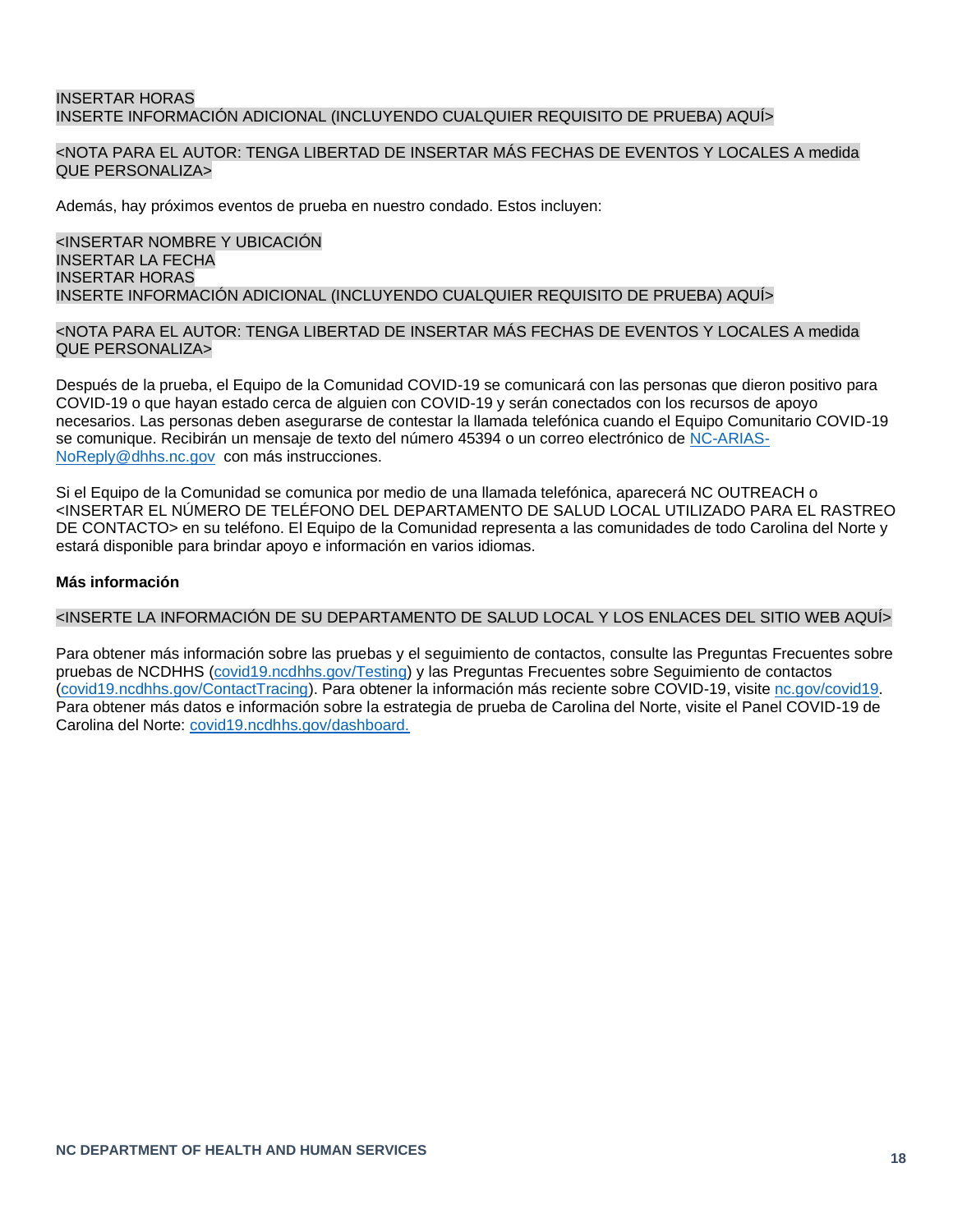INSERTAR HORAS
INSERTE INFORMACIÓN ADICIONAL (INCLUYENDO CUALQUIER REQUISITO DE PRUEBA) AQUÍ>

<NOTA PARA EL AUTOR: TENGA LIBERTAD DE INSERTAR MÁS FECHAS DE EVENTOS Y LOCALES A medida QUE PERSONALIZA>

Además, hay próximos eventos de prueba en nuestro condado. Estos incluyen:

<INSERTAR NOMBRE Y UBICACIÓN
INSERTAR LA FECHA
INSERTAR HORAS
INSERTE INFORMACIÓN ADICIONAL (INCLUYENDO CUALQUIER REQUISITO DE PRUEBA) AQUÍ>

<NOTA PARA EL AUTOR: TENGA LIBERTAD DE INSERTAR MÁS FECHAS DE EVENTOS Y LOCALES A medida QUE PERSONALIZA>

Después de la prueba, el Equipo de la Comunidad COVID-19 se comunicará con las personas que dieron positivo para COVID-19 o que hayan estado cerca de alguien con COVID-19 y serán conectados con los recursos de apoyo necesarios. Las personas deben asegurarse de contestar la llamada telefónica cuando el Equipo Comunitario COVID-19 se comunique. Recibirán un mensaje de texto del número 45394 o un correo electrónico de NC-ARIAS-NoReply@dhhs.nc.gov con más instrucciones.

Si el Equipo de la Comunidad se comunica por medio de una llamada telefónica, aparecerá NC OUTREACH o <INSERTAR EL NÚMERO DE TELÉFONO DEL DEPARTAMENTO DE SALUD LOCAL UTILIZADO PARA EL RASTREO DE CONTACTO> en su teléfono. El Equipo de la Comunidad representa a las comunidades de todo Carolina del Norte y estará disponible para brindar apoyo e información en varios idiomas.

**Más información**

<INSERTE LA INFORMACIÓN DE SU DEPARTAMENTO DE SALUD LOCAL Y LOS ENLACES DEL SITIO WEB AQUÍ>

Para obtener más información sobre las pruebas y el seguimiento de contactos, consulte las Preguntas Frecuentes sobre pruebas de NCDHHS (covid19.ncdhhs.gov/Testing) y las Preguntas Frecuentes sobre Seguimiento de contactos (covid19.ncdhhs.gov/ContactTracing). Para obtener la información más reciente sobre COVID-19, visite nc.gov/covid19. Para obtener más datos e información sobre la estrategia de prueba de Carolina del Norte, visite el Panel COVID-19 de Carolina del Norte: covid19.ncdhhs.gov/dashboard.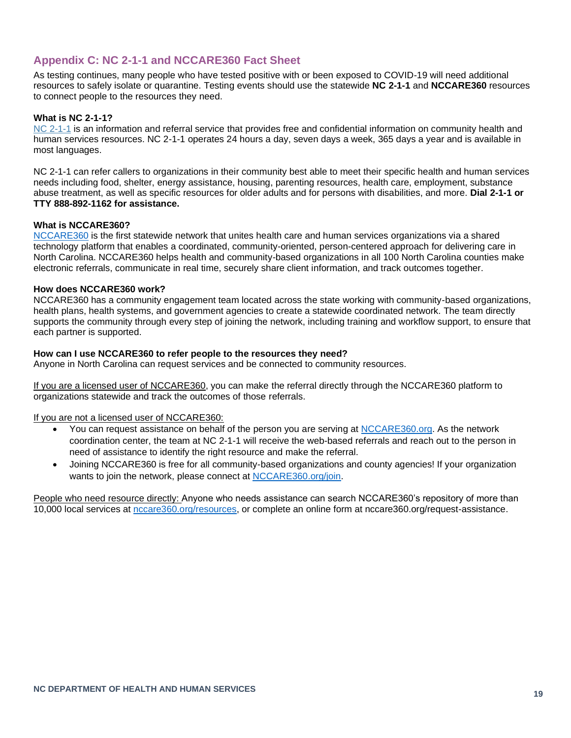## Appendix C: NC 2-1-1 and NCCARE360 Fact Sheet

As testing continues, many people who have tested positive with or been exposed to COVID-19 will need additional resources to safely isolate or quarantine. Testing events should use the statewide **NC 2-1-1** and **NCCARE360** resources to connect people to the resources they need.

**What is NC 2-1-1?**
NC 2-1-1 is an information and referral service that provides free and confidential information on community health and human services resources. NC 2-1-1 operates 24 hours a day, seven days a week, 365 days a year and is available in most languages.

NC 2-1-1 can refer callers to organizations in their community best able to meet their specific health and human services needs including food, shelter, energy assistance, housing, parenting resources, health care, employment, substance abuse treatment, as well as specific resources for older adults and for persons with disabilities, and more. **Dial 2-1-1 or TTY 888-892-1162 for assistance.**

**What is NCCARE360?**
NCCARE360 is the first statewide network that unites health care and human services organizations via a shared technology platform that enables a coordinated, community-oriented, person-centered approach for delivering care in North Carolina. NCCARE360 helps health and community-based organizations in all 100 North Carolina counties make electronic referrals, communicate in real time, securely share client information, and track outcomes together.

**How does NCCARE360 work?**
NCCARE360 has a community engagement team located across the state working with community-based organizations, health plans, health systems, and government agencies to create a statewide coordinated network. The team directly supports the community through every step of joining the network, including training and workflow support, to ensure that each partner is supported.

**How can I use NCCARE360 to refer people to the resources they need?**
Anyone in North Carolina can request services and be connected to community resources.

If you are a licensed user of NCCARE360, you can make the referral directly through the NCCARE360 platform to organizations statewide and track the outcomes of those referrals.

If you are not a licensed user of NCCARE360:

- You can request assistance on behalf of the person you are serving at NCCARE360.org. As the network coordination center, the team at NC 2-1-1 will receive the web-based referrals and reach out to the person in need of assistance to identify the right resource and make the referral.
- Joining NCCARE360 is free for all community-based organizations and county agencies! If your organization wants to join the network, please connect at NCCARE360.org/join.

People who need resource directly: Anyone who needs assistance can search NCCARE360's repository of more than 10,000 local services at nccare360.org/resources, or complete an online form at nccare360.org/request-assistance.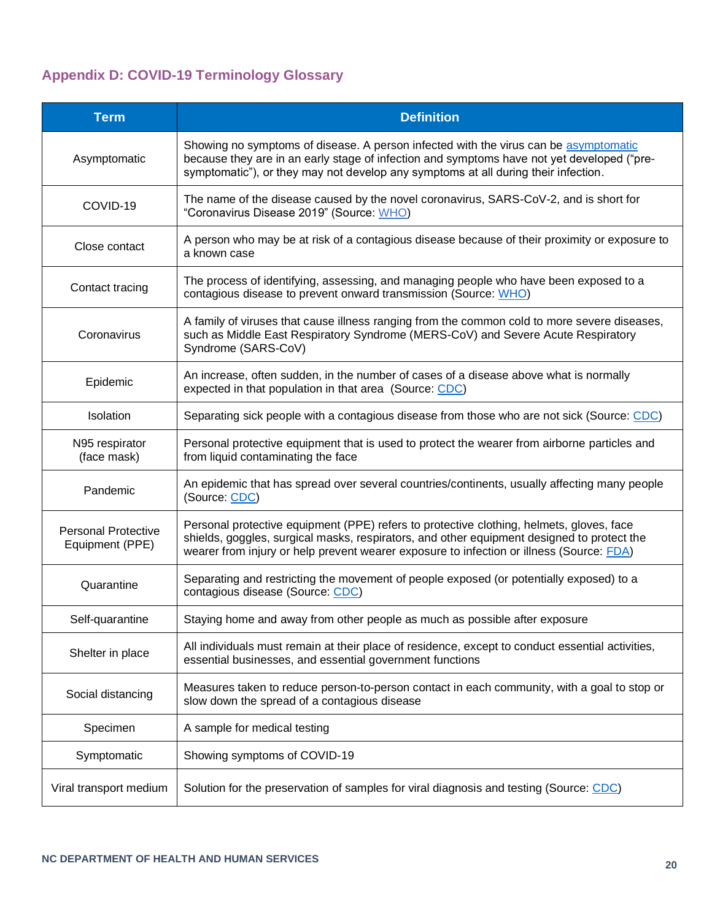## Appendix D: COVID-19 Terminology Glossary

| Term | Definition |
|---|---|
| Asymptomatic | Showing no symptoms of disease. A person infected with the virus can be asymptomatic because they are in an early stage of infection and symptoms have not yet developed ("pre-symptomatic"), or they may not develop any symptoms at all during their infection. |
| COVID-19 | The name of the disease caused by the novel coronavirus, SARS-CoV-2, and is short for "Coronavirus Disease 2019" (Source: WHO) |
| Close contact | A person who may be at risk of a contagious disease because of their proximity or exposure to a known case |
| Contact tracing | The process of identifying, assessing, and managing people who have been exposed to a contagious disease to prevent onward transmission (Source: WHO) |
| Coronavirus | A family of viruses that cause illness ranging from the common cold to more severe diseases, such as Middle East Respiratory Syndrome (MERS-CoV) and Severe Acute Respiratory Syndrome (SARS-CoV) |
| Epidemic | An increase, often sudden, in the number of cases of a disease above what is normally expected in that population in that area (Source: CDC) |
| Isolation | Separating sick people with a contagious disease from those who are not sick (Source: CDC) |
| N95 respirator (face mask) | Personal protective equipment that is used to protect the wearer from airborne particles and from liquid contaminating the face |
| Pandemic | An epidemic that has spread over several countries/continents, usually affecting many people (Source: CDC) |
| Personal Protective Equipment (PPE) | Personal protective equipment (PPE) refers to protective clothing, helmets, gloves, face shields, goggles, surgical masks, respirators, and other equipment designed to protect the wearer from injury or help prevent wearer exposure to infection or illness (Source: FDA) |
| Quarantine | Separating and restricting the movement of people exposed (or potentially exposed) to a contagious disease (Source: CDC) |
| Self-quarantine | Staying home and away from other people as much as possible after exposure |
| Shelter in place | All individuals must remain at their place of residence, except to conduct essential activities, essential businesses, and essential government functions |
| Social distancing | Measures taken to reduce person-to-person contact in each community, with a goal to stop or slow down the spread of a contagious disease |
| Specimen | A sample for medical testing |
| Symptomatic | Showing symptoms of COVID-19 |
| Viral transport medium | Solution for the preservation of samples for viral diagnosis and testing (Source: CDC) |